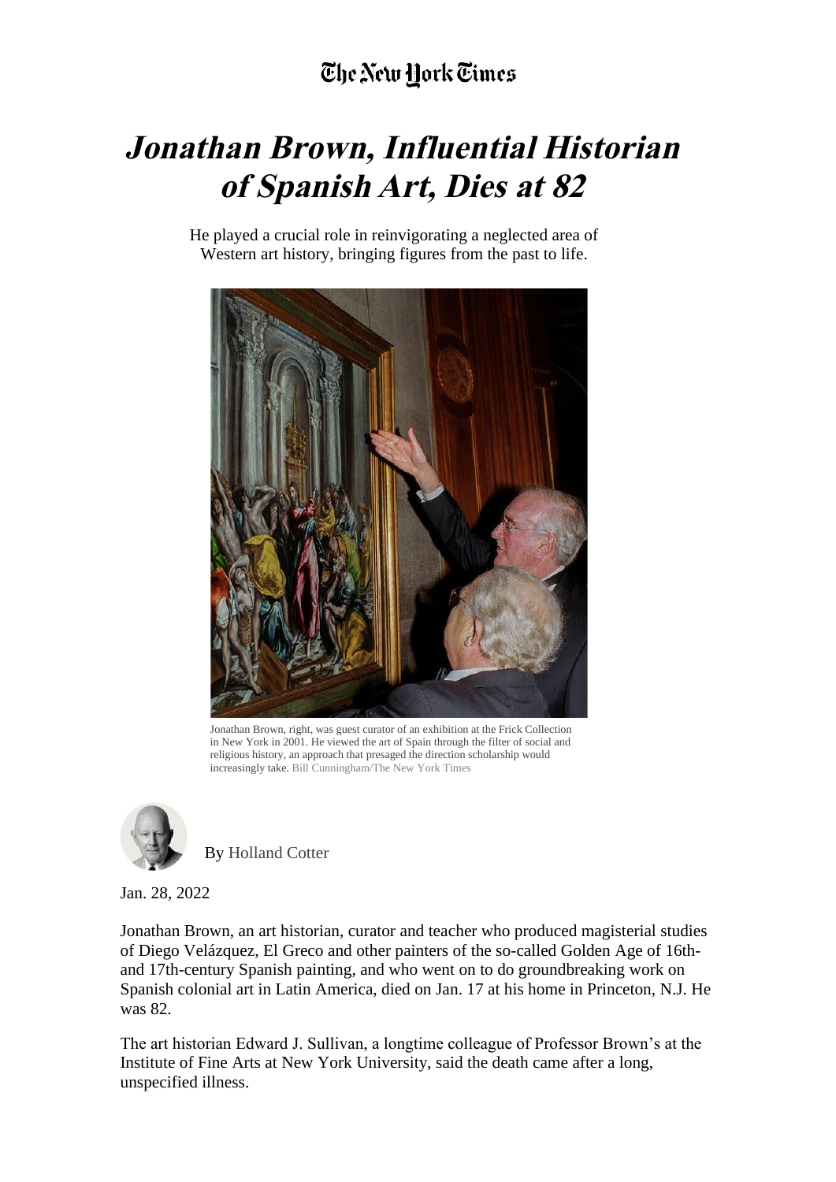The New York Times

# *Jonathan Brown, Influential Historian of Spanish Art, Dies at 82*

He played a crucial role in reinvigorating a neglected area of Western art history, bringing figures from the past to life.

Jonathan Brown, right, was guest curator of an exhibition at the Frick Collection in New York in 2001. He viewed the art of Spain through the filter of social and religious history, an approach that presaged the direction scholarship would increasingly take. Bill Cunningham/The New York Times

By Holland Cotter

Jan. 28, 2022

Jonathan Brown, an art historian, curator and teacher who produced magisterial studies of Diego Velázquez, El Greco and other painters of the so-called Golden Age of 16th- and 17th-century Spanish painting, and who went on to do groundbreaking work on Spanish colonial art in Latin America, died on Jan. 17 at his home in Princeton, N.J. He was 82.

The art historian Edward J. Sullivan, a longtime colleague of Professor Brown's at the Institute of Fine Arts at New York University, said the death came after a long, unspecified illness.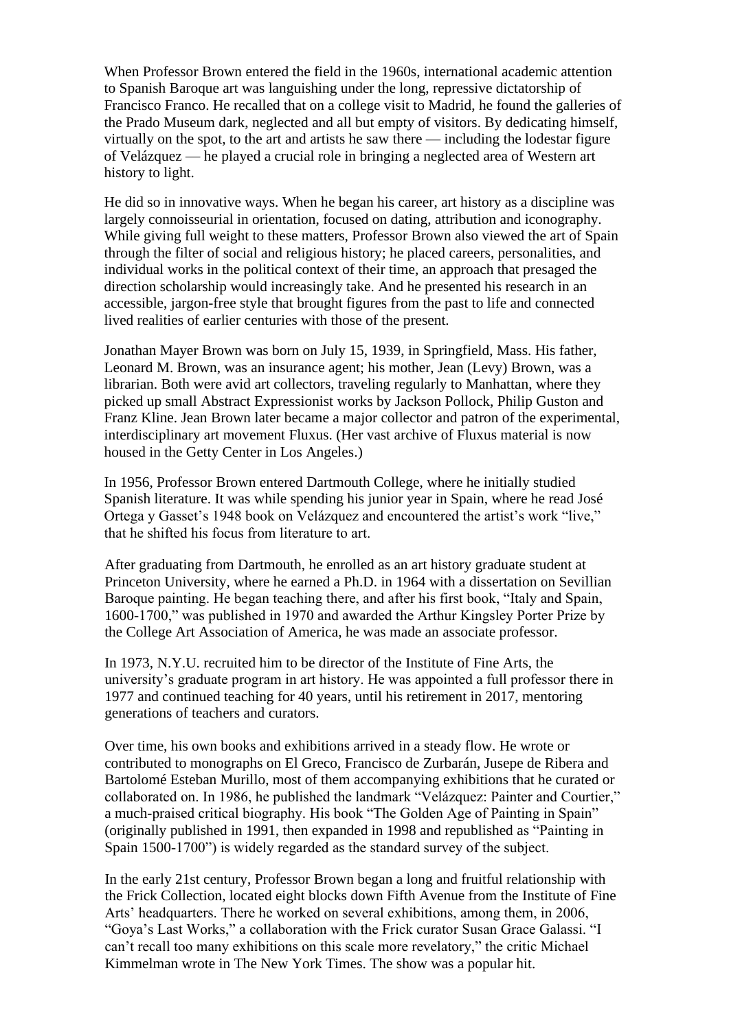When Professor Brown entered the field in the 1960s, international academic attention to Spanish Baroque art was languishing under the long, repressive dictatorship of Francisco Franco. He recalled that on a college visit to Madrid, he found the galleries of the Prado Museum dark, neglected and all but empty of visitors. By dedicating himself, virtually on the spot, to the art and artists he saw there — including the lodestar figure of Velázquez — he played a crucial role in bringing a neglected area of Western art history to light.

He did so in innovative ways. When he began his career, art history as a discipline was largely connoisseurial in orientation, focused on dating, attribution and iconography. While giving full weight to these matters, Professor Brown also viewed the art of Spain through the filter of social and religious history; he placed careers, personalities, and individual works in the political context of their time, an approach that presaged the direction scholarship would increasingly take. And he presented his research in an accessible, jargon-free style that brought figures from the past to life and connected lived realities of earlier centuries with those of the present.

Jonathan Mayer Brown was born on July 15, 1939, in Springfield, Mass. His father, Leonard M. Brown, was an insurance agent; his mother, Jean (Levy) Brown, was a librarian. Both were avid art collectors, traveling regularly to Manhattan, where they picked up small Abstract Expressionist works by Jackson Pollock, Philip Guston and Franz Kline. Jean Brown later became a major collector and patron of the experimental, interdisciplinary art movement Fluxus. (Her vast archive of Fluxus material is now housed in the Getty Center in Los Angeles.)

In 1956, Professor Brown entered Dartmouth College, where he initially studied Spanish literature. It was while spending his junior year in Spain, where he read José Ortega y Gasset's 1948 book on Velázquez and encountered the artist's work "live," that he shifted his focus from literature to art.

After graduating from Dartmouth, he enrolled as an art history graduate student at Princeton University, where he earned a Ph.D. in 1964 with a dissertation on Sevillian Baroque painting. He began teaching there, and after his first book, "Italy and Spain, 1600-1700," was published in 1970 and awarded the Arthur Kingsley Porter Prize by the College Art Association of America, he was made an associate professor.

In 1973, N.Y.U. recruited him to be director of the Institute of Fine Arts, the university's graduate program in art history. He was appointed a full professor there in 1977 and continued teaching for 40 years, until his retirement in 2017, mentoring generations of teachers and curators.

Over time, his own books and exhibitions arrived in a steady flow. He wrote or contributed to monographs on El Greco, Francisco de Zurbarán, Jusepe de Ribera and Bartolomé Esteban Murillo, most of them accompanying exhibitions that he curated or collaborated on. In 1986, he published the landmark "Velázquez: Painter and Courtier," a much-praised critical biography. His book "The Golden Age of Painting in Spain" (originally published in 1991, then expanded in 1998 and republished as "Painting in Spain 1500-1700") is widely regarded as the standard survey of the subject.

In the early 21st century, Professor Brown began a long and fruitful relationship with the Frick Collection, located eight blocks down Fifth Avenue from the Institute of Fine Arts' headquarters. There he worked on several exhibitions, among them, in 2006, "Goya's Last Works," a collaboration with the Frick curator Susan Grace Galassi. "I can't recall too many exhibitions on this scale more revelatory," the critic Michael Kimmelman wrote in The New York Times. The show was a popular hit.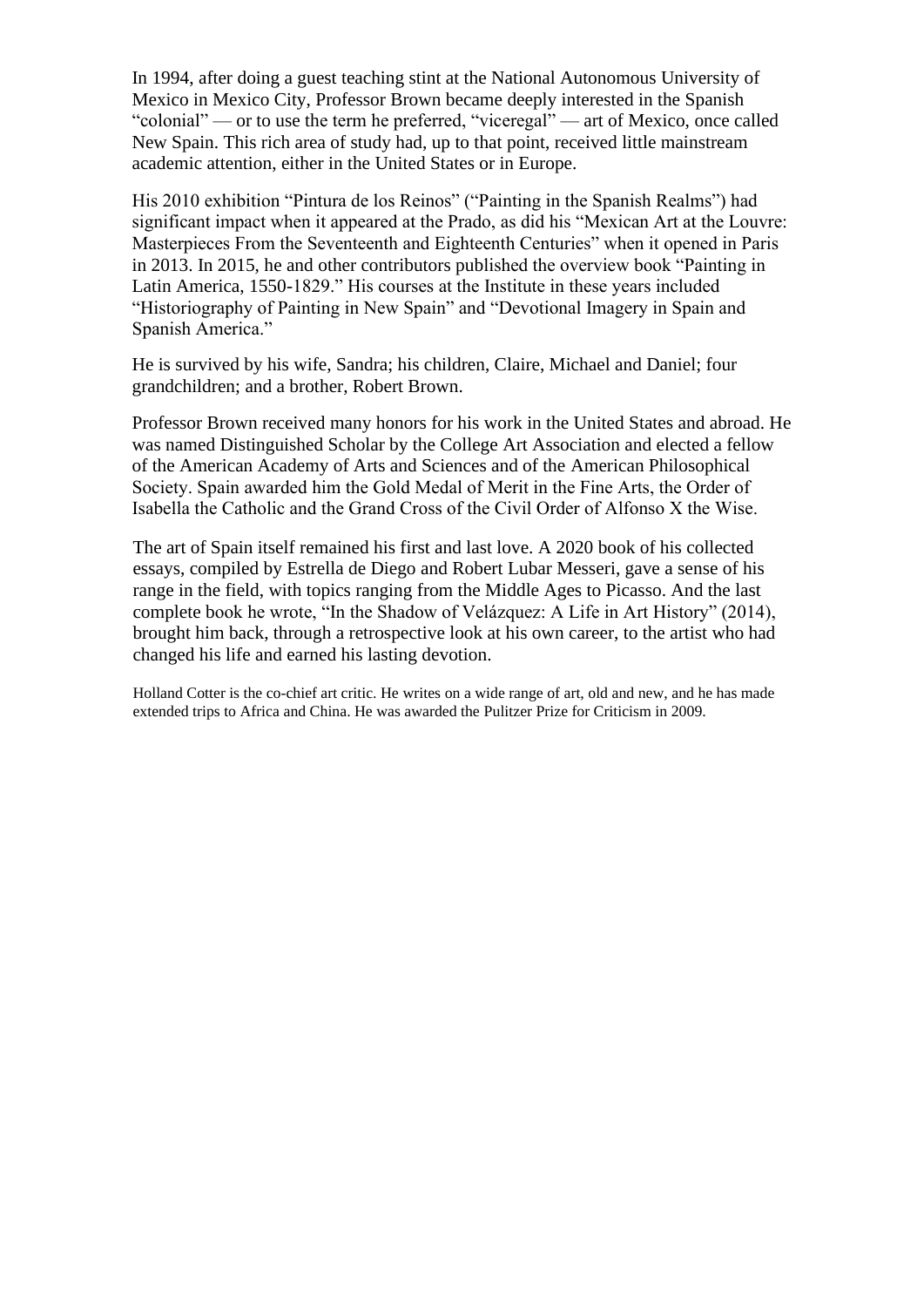In 1994, after doing a guest teaching stint at the National Autonomous University of Mexico in Mexico City, Professor Brown became deeply interested in the Spanish "colonial" — or to use the term he preferred, "viceregal" — art of Mexico, once called New Spain. This rich area of study had, up to that point, received little mainstream academic attention, either in the United States or in Europe.

His 2010 exhibition "Pintura de los Reinos" ("Painting in the Spanish Realms") had significant impact when it appeared at the Prado, as did his "Mexican Art at the Louvre: Masterpieces From the Seventeenth and Eighteenth Centuries" when it opened in Paris in 2013. In 2015, he and other contributors published the overview book "Painting in Latin America, 1550-1829." His courses at the Institute in these years included "Historiography of Painting in New Spain" and "Devotional Imagery in Spain and Spanish America."

He is survived by his wife, Sandra; his children, Claire, Michael and Daniel; four grandchildren; and a brother, Robert Brown.

Professor Brown received many honors for his work in the United States and abroad. He was named Distinguished Scholar by the College Art Association and elected a fellow of the American Academy of Arts and Sciences and of the American Philosophical Society. Spain awarded him the Gold Medal of Merit in the Fine Arts, the Order of Isabella the Catholic and the Grand Cross of the Civil Order of Alfonso X the Wise.

The art of Spain itself remained his first and last love. A 2020 book of his collected essays, compiled by Estrella de Diego and Robert Lubar Messeri, gave a sense of his range in the field, with topics ranging from the Middle Ages to Picasso. And the last complete book he wrote, "In the Shadow of Velázquez: A Life in Art History" (2014), brought him back, through a retrospective look at his own career, to the artist who had changed his life and earned his lasting devotion.

Holland Cotter is the co-chief art critic. He writes on a wide range of art, old and new, and he has made extended trips to Africa and China. He was awarded the Pulitzer Prize for Criticism in 2009.